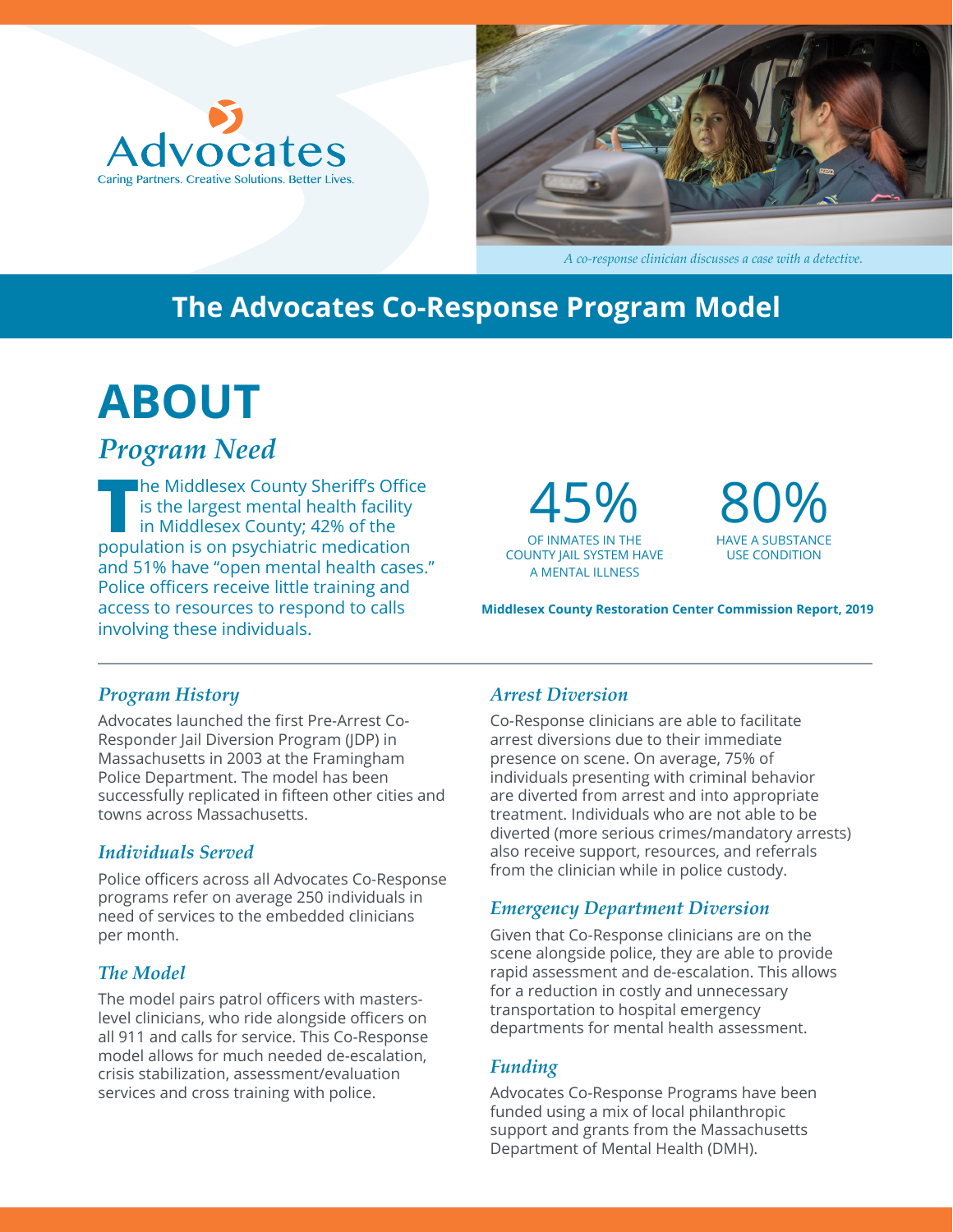Advocates

Caring Partners. Creative Solutions. Better Lives.

*A co-response clinician discusses a case with a detective.*

# The Advocates Co-Response Program Model

## ABOUT

### *Program Need*

The Middlesex County Sheriff's Office is the largest mental health facility in Middlesex County; 42% of the population is on psychiatric medication and 51% have "open mental health cases." Police officers receive little training and access to resources to respond to calls involving these individuals.

**45%** OF INMATES IN THE COUNTY JAIL SYSTEM HAVE A MENTAL ILLNESS

**80%** HAVE A SUBSTANCE USE CONDITION

**Middlesex County Restoration Center Commission Report, 2019**

### *Program History*

Advocates launched the first Pre-Arrest Co-Responder Jail Diversion Program (JDP) in Massachusetts in 2003 at the Framingham Police Department. The model has been successfully replicated in fifteen other cities and towns across Massachusetts.

### *Individuals Served*

Police officers across all Advocates Co-Response programs refer on average 250 individuals in need of services to the embedded clinicians per month.

### *The Model*

The model pairs patrol officers with masters-level clinicians, who ride alongside officers on all 911 and calls for service. This Co-Response model allows for much needed de-escalation, crisis stabilization, assessment/evaluation services and cross training with police.

### *Arrest Diversion*

Co-Response clinicians are able to facilitate arrest diversions due to their immediate presence on scene. On average, 75% of individuals presenting with criminal behavior are diverted from arrest and into appropriate treatment. Individuals who are not able to be diverted (more serious crimes/mandatory arrests) also receive support, resources, and referrals from the clinician while in police custody.

### *Emergency Department Diversion*

Given that Co-Response clinicians are on the scene alongside police, they are able to provide rapid assessment and de-escalation. This allows for a reduction in costly and unnecessary transportation to hospital emergency departments for mental health assessment.

### *Funding*

Advocates Co-Response Programs have been funded using a mix of local philanthropic support and grants from the Massachusetts Department of Mental Health (DMH).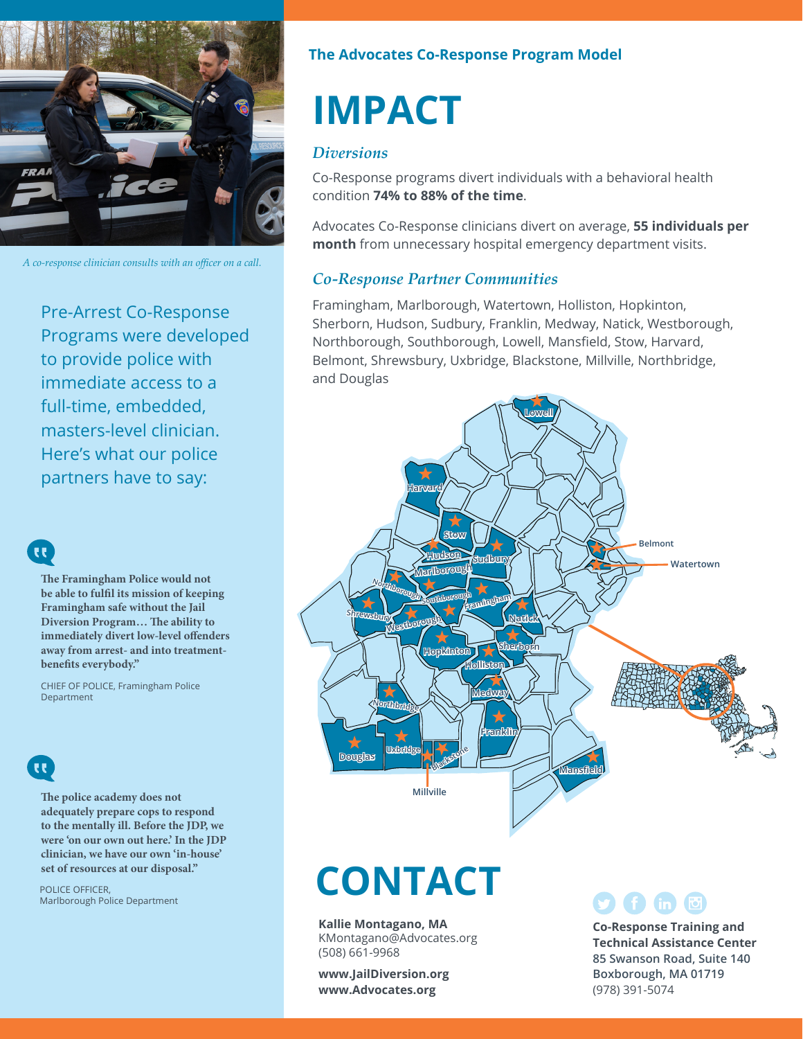A co-response clinician consults with an officer on a call.

Pre-Arrest Co-Response Programs were developed to provide police with immediate access to a full-time, embedded, masters-level clinician. Here's what our police partners have to say:

> **The Framingham Police would not be able to fulfil its mission of keeping Framingham safe without the Jail Diversion Program… The ability to immediately divert low-level offenders away from arrest- and into treatment-benefits everybody."**

CHIEF OF POLICE, Framingham Police Department

> **The police academy does not adequately prepare cops to respond to the mentally ill. Before the JDP, we were 'on our own out here.' In the JDP clinician, we have our own 'in-house' set of resources at our disposal."**

POLICE OFFICER, Marlborough Police Department

**The Advocates Co-Response Program Model**

# IMPACT

## *Diversions*

Co-Response programs divert individuals with a behavioral health condition **74% to 88% of the time**.

Advocates Co-Response clinicians divert on average, **55 individuals per month** from unnecessary hospital emergency department visits.

## *Co-Response Partner Communities*

Framingham, Marlborough, Watertown, Holliston, Hopkinton, Sherborn, Hudson, Sudbury, Franklin, Medway, Natick, Westborough, Northborough, Southborough, Lowell, Mansfield, Stow, Harvard, Belmont, Shrewsbury, Uxbridge, Blackstone, Millville, Northbridge, and Douglas

Lowell
Harvard
Stow
Hudson
Sudbury
Marlborough
Belmont
Watertown
Northborough
Southborough
Framingham
Shrewsbury
Westborough
Natick
Hopkinton
Sherborn
Holliston
Medway
Northbridge
Franklin
Douglas
Uxbridge
Blackstone
Mansfield
Millville

# CONTACT

**Kallie Montagano, MA**
KMontagano@Advocates.org
(508) 661-9968

**www.JailDiversion.org**
**www.Advocates.org**

**Co-Response Training and Technical Assistance Center**
85 Swanson Road, Suite 140
Boxborough, MA 01719
(978) 391-5074